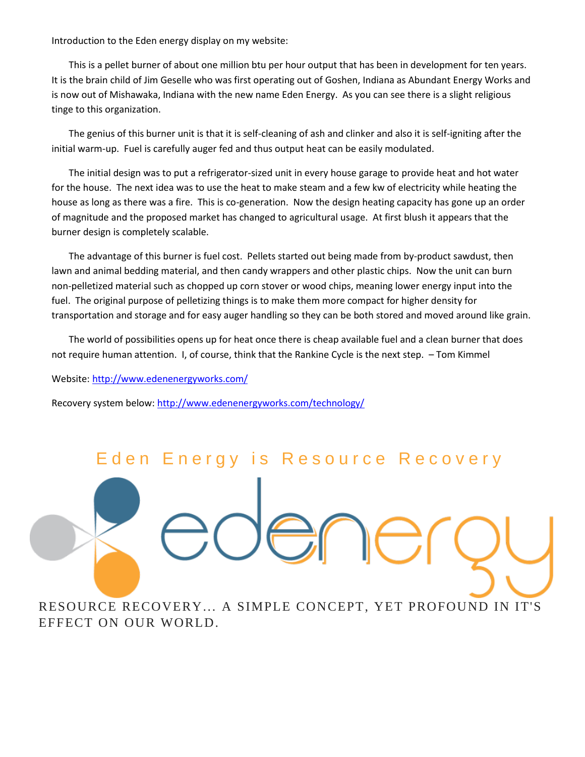Introduction to the Eden energy display on my website:

This is a pellet burner of about one million btu per hour output that has been in development for ten years. It is the brain child of Jim Geselle who was first operating out of Goshen, Indiana as Abundant Energy Works and is now out of Mishawaka, Indiana with the new name Eden Energy. As you can see there is a slight religious tinge to this organization.

The genius of this burner unit is that it is self-cleaning of ash and clinker and also it is self-igniting after the initial warm-up. Fuel is carefully auger fed and thus output heat can be easily modulated.

The initial design was to put a refrigerator-sized unit in every house garage to provide heat and hot water for the house. The next idea was to use the heat to make steam and a few kw of electricity while heating the house as long as there was a fire. This is co-generation. Now the design heating capacity has gone up an order of magnitude and the proposed market has changed to agricultural usage. At first blush it appears that the burner design is completely scalable.

The advantage of this burner is fuel cost. Pellets started out being made from by-product sawdust, then lawn and animal bedding material, and then candy wrappers and other plastic chips. Now the unit can burn non-pelletized material such as chopped up corn stover or wood chips, meaning lower energy input into the fuel. The original purpose of pelletizing things is to make them more compact for higher density for transportation and storage and for easy auger handling so they can be both stored and moved around like grain.

The world of possibilities opens up for heat once there is cheap available fuel and a clean burner that does not require human attention. I, of course, think that the Rankine Cycle is the next step. – Tom Kimmel

Website: [http://www.edenenergyworks.com/](http://www.edenenergyworks.com/)

Recovery system below: [http://www.edenenergyworks.com/technology/](http://www.edenenergyworks.com/technology/)

## Eden Energy is Resource Recovery

edenergy

RESOURCE RECOVERY... A SIMPLE CONCEPT, YET PROFOUND IN IT'S EFFECT ON OUR WORLD.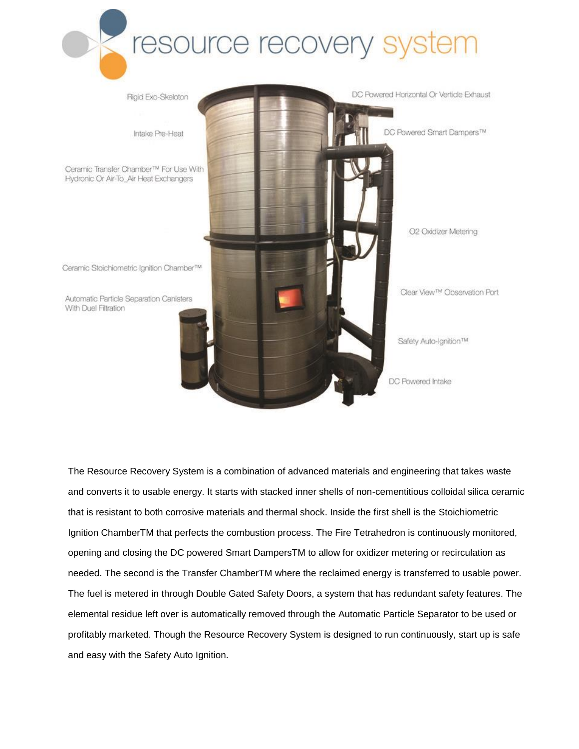# resource recovery system

Rigid Exo-Skeloton

Intake Pre-Heat

Ceramic Transfer Chamber™ For Use With Hydronic Or Air-To_Air Heat Exchangers

Ceramic Stoichiometric Ignition Chamber™

Automatic Particle Separation Canisters With Duel Filtration

DC Powered Horizontal Or Verticle Exhaust

DC Powered Smart Dampers™

O2 Oxidizer Metering

Clear View™ Observation Port

Safety Auto-Ignition™

DC Powered Intake

The Resource Recovery System is a combination of advanced materials and engineering that takes waste and converts it to usable energy. It starts with stacked inner shells of non-cementitious colloidal silica ceramic that is resistant to both corrosive materials and thermal shock. Inside the first shell is the Stoichiometric Ignition ChamberTM that perfects the combustion process. The Fire Tetrahedron is continuously monitored, opening and closing the DC powered Smart DampersTM to allow for oxidizer metering or recirculation as needed. The second is the Transfer ChamberTM where the reclaimed energy is transferred to usable power. The fuel is metered in through Double Gated Safety Doors, a system that has redundant safety features. The elemental residue left over is automatically removed through the Automatic Particle Separator to be used or profitably marketed. Though the Resource Recovery System is designed to run continuously, start up is safe and easy with the Safety Auto Ignition.